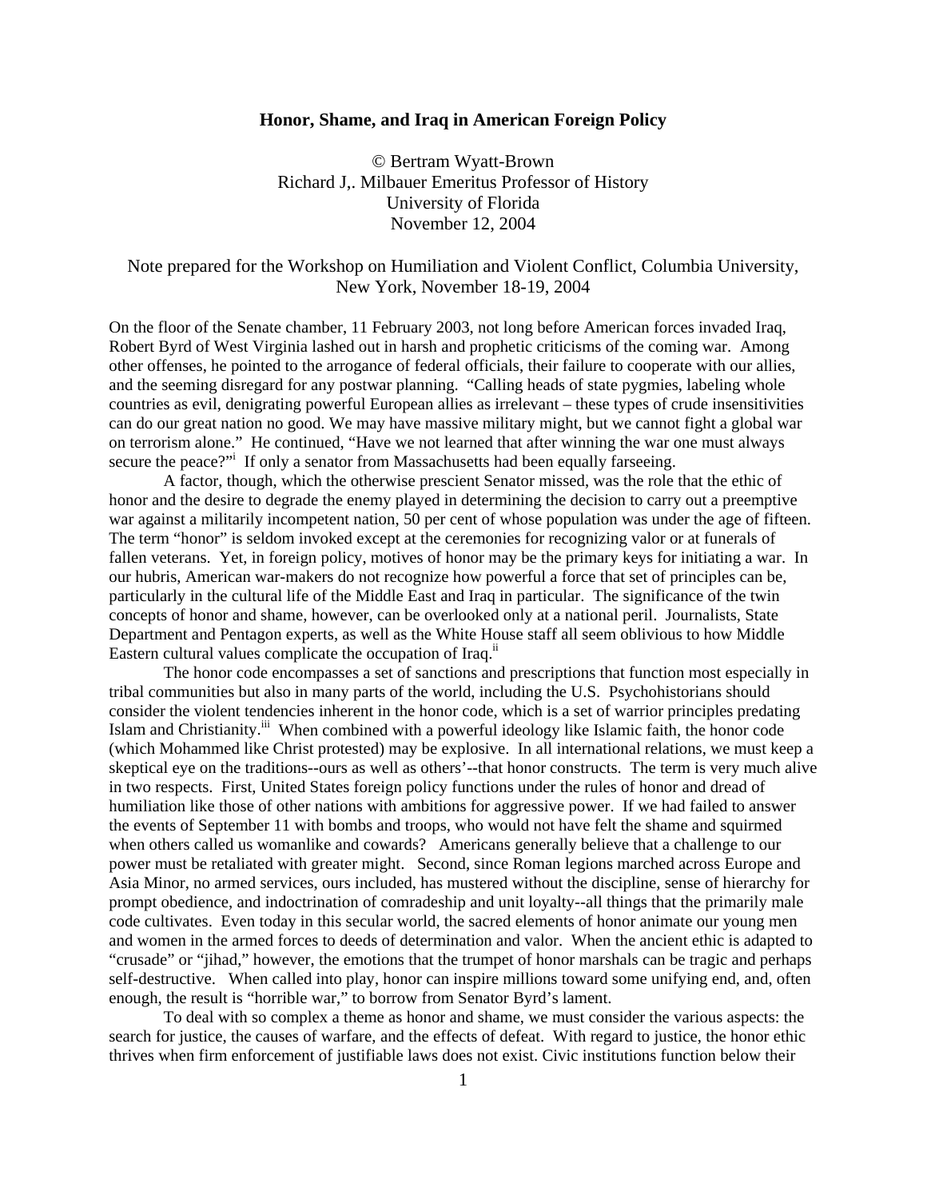**Honor, Shame, and Iraq in American Foreign Policy**

© Bertram Wyatt-Brown
Richard J,. Milbauer Emeritus Professor of History
University of Florida
November 12, 2004

Note prepared for the Workshop on Humiliation and Violent Conflict, Columbia University, New York, November 18-19, 2004

On the floor of the Senate chamber, 11 February 2003, not long before American forces invaded Iraq, Robert Byrd of West Virginia lashed out in harsh and prophetic criticisms of the coming war. Among other offenses, he pointed to the arrogance of federal officials, their failure to cooperate with our allies, and the seeming disregard for any postwar planning. "Calling heads of state pygmies, labeling whole countries as evil, denigrating powerful European allies as irrelevant – these types of crude insensitivities can do our great nation no good. We may have massive military might, but we cannot fight a global war on terrorism alone." He continued, "Have we not learned that after winning the war one must always secure the peace?"[i] If only a senator from Massachusetts had been equally farseeing.

A factor, though, which the otherwise prescient Senator missed, was the role that the ethic of honor and the desire to degrade the enemy played in determining the decision to carry out a preemptive war against a militarily incompetent nation, 50 per cent of whose population was under the age of fifteen. The term "honor" is seldom invoked except at the ceremonies for recognizing valor or at funerals of fallen veterans. Yet, in foreign policy, motives of honor may be the primary keys for initiating a war. In our hubris, American war-makers do not recognize how powerful a force that set of principles can be, particularly in the cultural life of the Middle East and Iraq in particular. The significance of the twin concepts of honor and shame, however, can be overlooked only at a national peril. Journalists, State Department and Pentagon experts, as well as the White House staff all seem oblivious to how Middle Eastern cultural values complicate the occupation of Iraq.[ii]

The honor code encompasses a set of sanctions and prescriptions that function most especially in tribal communities but also in many parts of the world, including the U.S. Psychohistorians should consider the violent tendencies inherent in the honor code, which is a set of warrior principles predating Islam and Christianity.[iii] When combined with a powerful ideology like Islamic faith, the honor code (which Mohammed like Christ protested) may be explosive. In all international relations, we must keep a skeptical eye on the traditions--ours as well as others'--that honor constructs. The term is very much alive in two respects. First, United States foreign policy functions under the rules of honor and dread of humiliation like those of other nations with ambitions for aggressive power. If we had failed to answer the events of September 11 with bombs and troops, who would not have felt the shame and squirmed when others called us womanlike and cowards? Americans generally believe that a challenge to our power must be retaliated with greater might. Second, since Roman legions marched across Europe and Asia Minor, no armed services, ours included, has mustered without the discipline, sense of hierarchy for prompt obedience, and indoctrination of comradeship and unit loyalty--all things that the primarily male code cultivates. Even today in this secular world, the sacred elements of honor animate our young men and women in the armed forces to deeds of determination and valor. When the ancient ethic is adapted to "crusade" or "jihad," however, the emotions that the trumpet of honor marshals can be tragic and perhaps self-destructive. When called into play, honor can inspire millions toward some unifying end, and, often enough, the result is "horrible war," to borrow from Senator Byrd's lament.

To deal with so complex a theme as honor and shame, we must consider the various aspects: the search for justice, the causes of warfare, and the effects of defeat. With regard to justice, the honor ethic thrives when firm enforcement of justifiable laws does not exist. Civic institutions function below their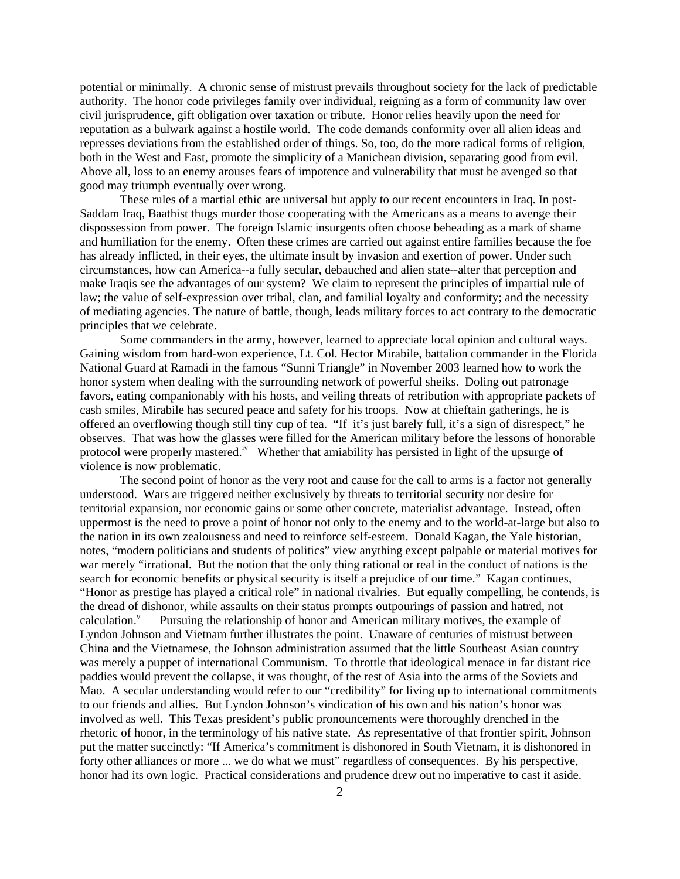potential or minimally. A chronic sense of mistrust prevails throughout society for the lack of predictable authority. The honor code privileges family over individual, reigning as a form of community law over civil jurisprudence, gift obligation over taxation or tribute. Honor relies heavily upon the need for reputation as a bulwark against a hostile world. The code demands conformity over all alien ideas and represses deviations from the established order of things. So, too, do the more radical forms of religion, both in the West and East, promote the simplicity of a Manichean division, separating good from evil. Above all, loss to an enemy arouses fears of impotence and vulnerability that must be avenged so that good may triumph eventually over wrong.

These rules of a martial ethic are universal but apply to our recent encounters in Iraq. In post-Saddam Iraq, Baathist thugs murder those cooperating with the Americans as a means to avenge their dispossession from power. The foreign Islamic insurgents often choose beheading as a mark of shame and humiliation for the enemy. Often these crimes are carried out against entire families because the foe has already inflicted, in their eyes, the ultimate insult by invasion and exertion of power. Under such circumstances, how can America--a fully secular, debauched and alien state--alter that perception and make Iraqis see the advantages of our system? We claim to represent the principles of impartial rule of law; the value of self-expression over tribal, clan, and familial loyalty and conformity; and the necessity of mediating agencies. The nature of battle, though, leads military forces to act contrary to the democratic principles that we celebrate.

Some commanders in the army, however, learned to appreciate local opinion and cultural ways. Gaining wisdom from hard-won experience, Lt. Col. Hector Mirabile, battalion commander in the Florida National Guard at Ramadi in the famous "Sunni Triangle" in November 2003 learned how to work the honor system when dealing with the surrounding network of powerful sheiks. Doling out patronage favors, eating companionably with his hosts, and veiling threats of retribution with appropriate packets of cash smiles, Mirabile has secured peace and safety for his troops. Now at chieftain gatherings, he is offered an overflowing though still tiny cup of tea. "If it's just barely full, it's a sign of disrespect," he observes. That was how the glasses were filled for the American military before the lessons of honorable protocol were properly mastered.[iv] Whether that amiability has persisted in light of the upsurge of violence is now problematic.

The second point of honor as the very root and cause for the call to arms is a factor not generally understood. Wars are triggered neither exclusively by threats to territorial security nor desire for territorial expansion, nor economic gains or some other concrete, materialist advantage. Instead, often uppermost is the need to prove a point of honor not only to the enemy and to the world-at-large but also to the nation in its own zealousness and need to reinforce self-esteem. Donald Kagan, the Yale historian, notes, "modern politicians and students of politics" view anything except palpable or material motives for war merely "irrational. But the notion that the only thing rational or real in the conduct of nations is the search for economic benefits or physical security is itself a prejudice of our time." Kagan continues, "Honor as prestige has played a critical role" in national rivalries. But equally compelling, he contends, is the dread of dishonor, while assaults on their status prompts outpourings of passion and hatred, not calculation.[v] Pursuing the relationship of honor and American military motives, the example of Lyndon Johnson and Vietnam further illustrates the point. Unaware of centuries of mistrust between China and the Vietnamese, the Johnson administration assumed that the little Southeast Asian country was merely a puppet of international Communism. To throttle that ideological menace in far distant rice paddies would prevent the collapse, it was thought, of the rest of Asia into the arms of the Soviets and Mao. A secular understanding would refer to our "credibility" for living up to international commitments to our friends and allies. But Lyndon Johnson's vindication of his own and his nation's honor was involved as well. This Texas president's public pronouncements were thoroughly drenched in the rhetoric of honor, in the terminology of his native state. As representative of that frontier spirit, Johnson put the matter succinctly: "If America's commitment is dishonored in South Vietnam, it is dishonored in forty other alliances or more ... we do what we must" regardless of consequences. By his perspective, honor had its own logic. Practical considerations and prudence drew out no imperative to cast it aside.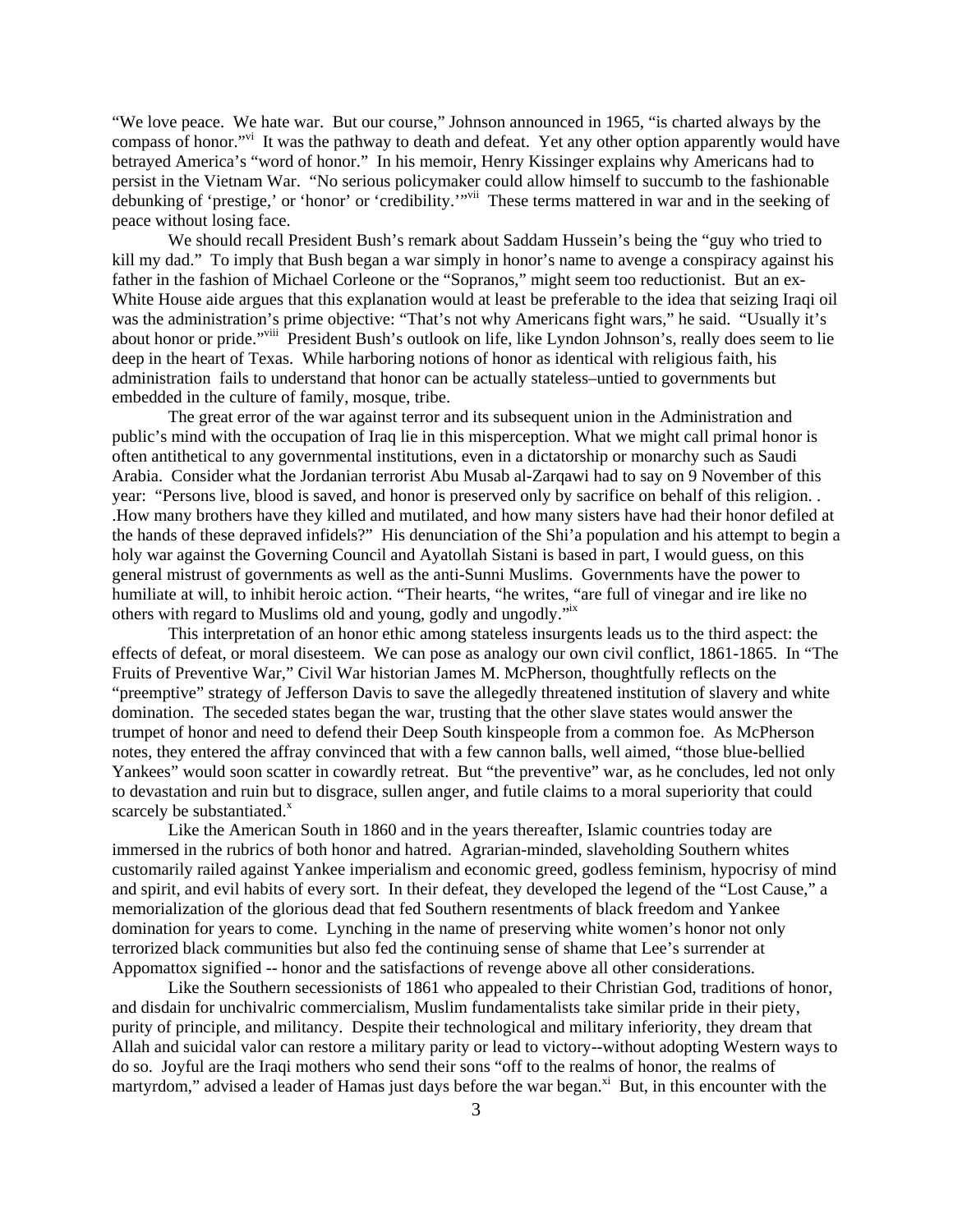"We love peace. We hate war. But our course," Johnson announced in 1965, "is charted always by the compass of honor."[vi] It was the pathway to death and defeat. Yet any other option apparently would have betrayed America's "word of honor." In his memoir, Henry Kissinger explains why Americans had to persist in the Vietnam War. "No serious policymaker could allow himself to succumb to the fashionable debunking of 'prestige,' or 'honor' or 'credibility.'"[vii] These terms mattered in war and in the seeking of peace without losing face.

We should recall President Bush's remark about Saddam Hussein's being the "guy who tried to kill my dad." To imply that Bush began a war simply in honor's name to avenge a conspiracy against his father in the fashion of Michael Corleone or the "Sopranos," might seem too reductionist. But an ex-White House aide argues that this explanation would at least be preferable to the idea that seizing Iraqi oil was the administration's prime objective: "That's not why Americans fight wars," he said. "Usually it's about honor or pride."[viii] President Bush's outlook on life, like Lyndon Johnson's, really does seem to lie deep in the heart of Texas. While harboring notions of honor as identical with religious faith, his administration fails to understand that honor can be actually stateless–untied to governments but embedded in the culture of family, mosque, tribe.

The great error of the war against terror and its subsequent union in the Administration and public's mind with the occupation of Iraq lie in this misperception. What we might call primal honor is often antithetical to any governmental institutions, even in a dictatorship or monarchy such as Saudi Arabia. Consider what the Jordanian terrorist Abu Musab al-Zarqawi had to say on 9 November of this year: "Persons live, blood is saved, and honor is preserved only by sacrifice on behalf of this religion. . .How many brothers have they killed and mutilated, and how many sisters have had their honor defiled at the hands of these depraved infidels?" His denunciation of the Shi'a population and his attempt to begin a holy war against the Governing Council and Ayatollah Sistani is based in part, I would guess, on this general mistrust of governments as well as the anti-Sunni Muslims. Governments have the power to humiliate at will, to inhibit heroic action. "Their hearts, "he writes, "are full of vinegar and ire like no others with regard to Muslims old and young, godly and ungodly."[ix]

This interpretation of an honor ethic among stateless insurgents leads us to the third aspect: the effects of defeat, or moral disesteem. We can pose as analogy our own civil conflict, 1861-1865. In "The Fruits of Preventive War," Civil War historian James M. McPherson, thoughtfully reflects on the "preemptive" strategy of Jefferson Davis to save the allegedly threatened institution of slavery and white domination. The seceded states began the war, trusting that the other slave states would answer the trumpet of honor and need to defend their Deep South kinspeople from a common foe. As McPherson notes, they entered the affray convinced that with a few cannon balls, well aimed, "those blue-bellied Yankees" would soon scatter in cowardly retreat. But "the preventive" war, as he concludes, led not only to devastation and ruin but to disgrace, sullen anger, and futile claims to a moral superiority that could scarcely be substantiated.[x]

Like the American South in 1860 and in the years thereafter, Islamic countries today are immersed in the rubrics of both honor and hatred. Agrarian-minded, slaveholding Southern whites customarily railed against Yankee imperialism and economic greed, godless feminism, hypocrisy of mind and spirit, and evil habits of every sort. In their defeat, they developed the legend of the "Lost Cause," a memorialization of the glorious dead that fed Southern resentments of black freedom and Yankee domination for years to come. Lynching in the name of preserving white women's honor not only terrorized black communities but also fed the continuing sense of shame that Lee's surrender at Appomattox signified -- honor and the satisfactions of revenge above all other considerations.

Like the Southern secessionists of 1861 who appealed to their Christian God, traditions of honor, and disdain for unchivalric commercialism, Muslim fundamentalists take similar pride in their piety, purity of principle, and militancy. Despite their technological and military inferiority, they dream that Allah and suicidal valor can restore a military parity or lead to victory--without adopting Western ways to do so. Joyful are the Iraqi mothers who send their sons "off to the realms of honor, the realms of martyrdom," advised a leader of Hamas just days before the war began.[xi] But, in this encounter with the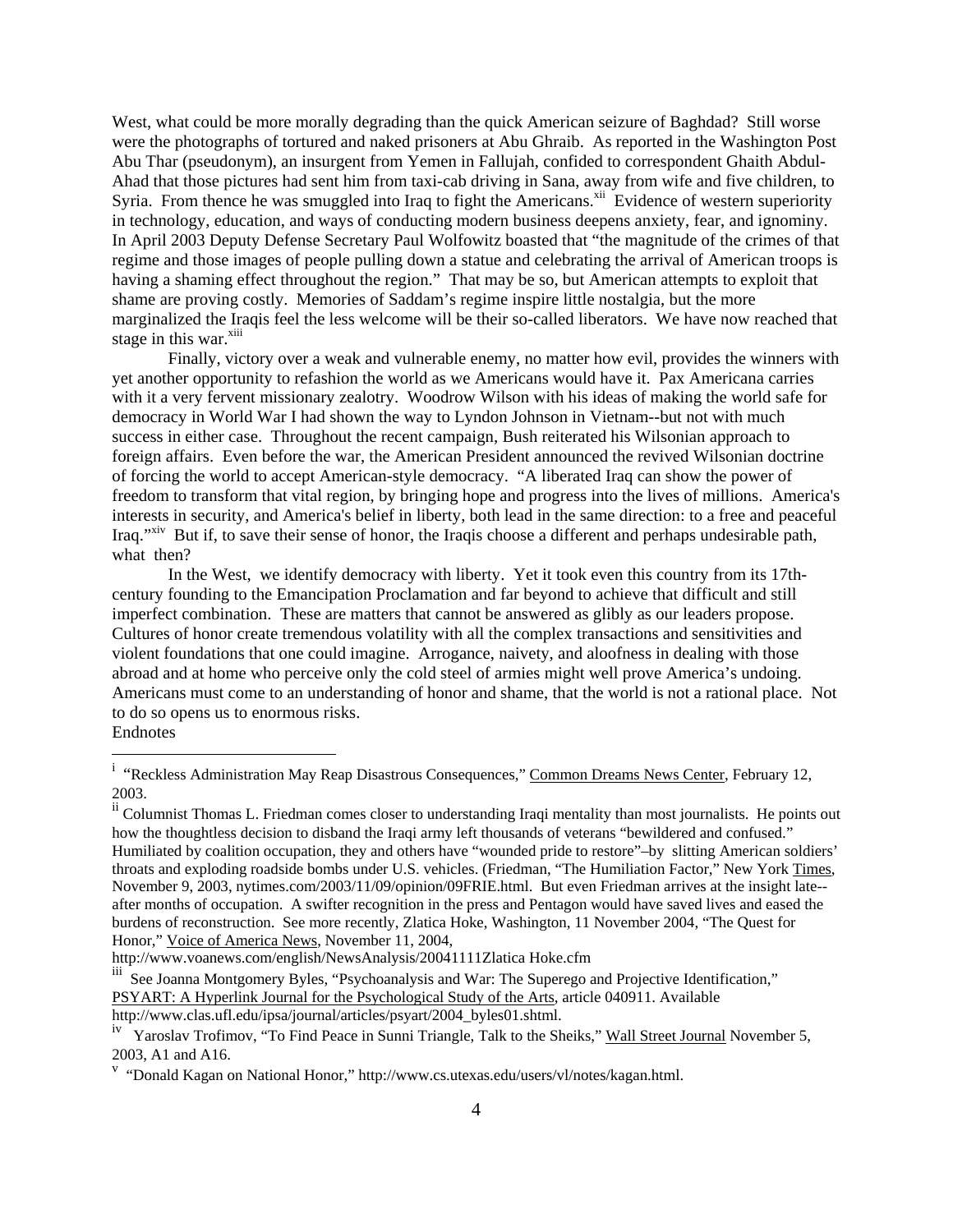West, what could be more morally degrading than the quick American seizure of Baghdad? Still worse were the photographs of tortured and naked prisoners at Abu Ghraib. As reported in the Washington Post Abu Thar (pseudonym), an insurgent from Yemen in Fallujah, confided to correspondent Ghaith Abdul-Ahad that those pictures had sent him from taxi-cab driving in Sana, away from wife and five children, to Syria. From thence he was smuggled into Iraq to fight the Americans.[xii] Evidence of western superiority in technology, education, and ways of conducting modern business deepens anxiety, fear, and ignominy. In April 2003 Deputy Defense Secretary Paul Wolfowitz boasted that "the magnitude of the crimes of that regime and those images of people pulling down a statue and celebrating the arrival of American troops is having a shaming effect throughout the region." That may be so, but American attempts to exploit that shame are proving costly. Memories of Saddam's regime inspire little nostalgia, but the more marginalized the Iraqis feel the less welcome will be their so-called liberators. We have now reached that stage in this war.[xiii]

Finally, victory over a weak and vulnerable enemy, no matter how evil, provides the winners with yet another opportunity to refashion the world as we Americans would have it. Pax Americana carries with it a very fervent missionary zealotry. Woodrow Wilson with his ideas of making the world safe for democracy in World War I had shown the way to Lyndon Johnson in Vietnam--but not with much success in either case. Throughout the recent campaign, Bush reiterated his Wilsonian approach to foreign affairs. Even before the war, the American President announced the revived Wilsonian doctrine of forcing the world to accept American-style democracy. "A liberated Iraq can show the power of freedom to transform that vital region, by bringing hope and progress into the lives of millions. America's interests in security, and America's belief in liberty, both lead in the same direction: to a free and peaceful Iraq."[xiv] But if, to save their sense of honor, the Iraqis choose a different and perhaps undesirable path, what then?

In the West, we identify democracy with liberty. Yet it took even this country from its 17th-century founding to the Emancipation Proclamation and far beyond to achieve that difficult and still imperfect combination. These are matters that cannot be answered as glibly as our leaders propose. Cultures of honor create tremendous volatility with all the complex transactions and sensitivities and violent foundations that one could imagine. Arrogance, naivety, and aloofness in dealing with those abroad and at home who perceive only the cold steel of armies might well prove America's undoing. Americans must come to an understanding of honor and shame, that the world is not a rational place. Not to do so opens us to enormous risks.

Endnotes

---

[i] "Reckless Administration May Reap Disastrous Consequences," Common Dreams News Center, February 12, 2003.

[ii] Columnist Thomas L. Friedman comes closer to understanding Iraqi mentality than most journalists. He points out how the thoughtless decision to disband the Iraqi army left thousands of veterans "bewildered and confused." Humiliated by coalition occupation, they and others have "wounded pride to restore"–by slitting American soldiers' throats and exploding roadside bombs under U.S. vehicles. (Friedman, "The Humiliation Factor," New York Times, November 9, 2003, nytimes.com/2003/11/09/opinion/09FRIE.html. But even Friedman arrives at the insight late--after months of occupation. A swifter recognition in the press and Pentagon would have saved lives and eased the burdens of reconstruction. See more recently, Zlatica Hoke, Washington, 11 November 2004, "The Quest for Honor," Voice of America News, November 11, 2004, http://www.voanews.com/english/NewsAnalysis/20041111Zlatica Hoke.cfm

[iii] See Joanna Montgomery Byles, "Psychoanalysis and War: The Superego and Projective Identification," PSYART: A Hyperlink Journal for the Psychological Study of the Arts, article 040911. Available http://www.clas.ufl.edu/ipsa/journal/articles/psyart/2004_byles01.shtml.

[iv] Yaroslav Trofimov, "To Find Peace in Sunni Triangle, Talk to the Sheiks," Wall Street Journal November 5, 2003, A1 and A16.

[v] "Donald Kagan on National Honor," http://www.cs.utexas.edu/users/vl/notes/kagan.html.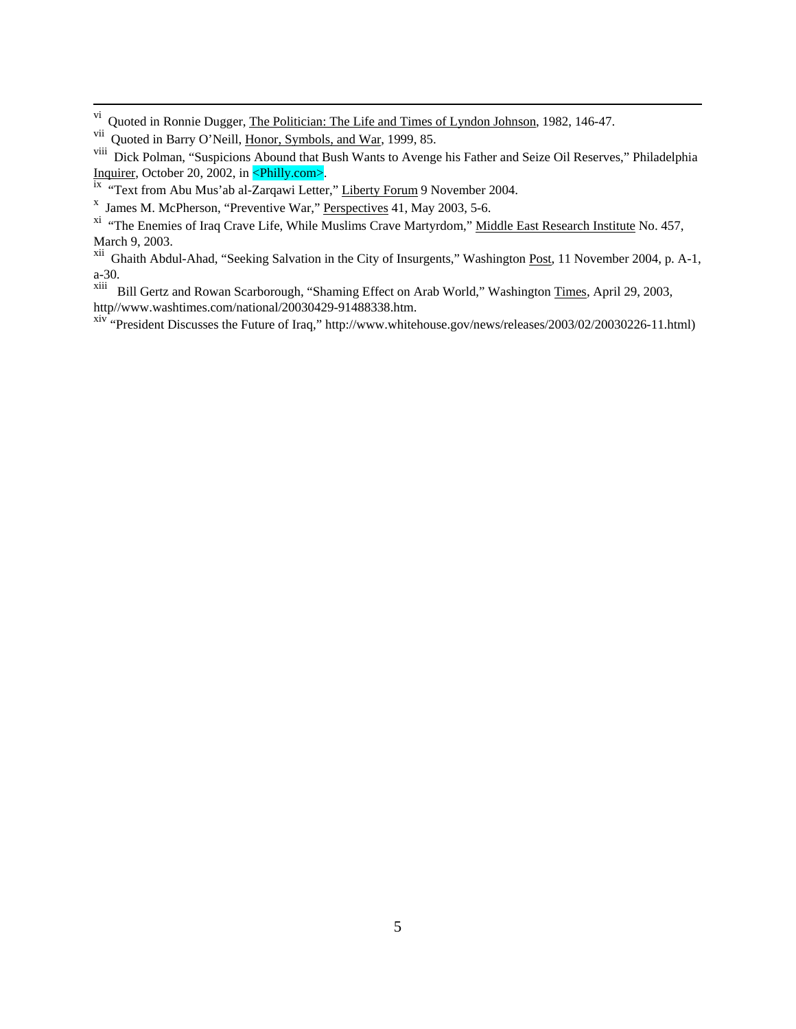[vi] Quoted in Ronnie Dugger, The Politician: The Life and Times of Lyndon Johnson, 1982, 146-47.

[vii] Quoted in Barry O'Neill, Honor, Symbols, and War, 1999, 85.

[viii] Dick Polman, "Suspicions Abound that Bush Wants to Avenge his Father and Seize Oil Reserves," Philadelphia Inquirer, October 20, 2002, in <Philly.com>.

[ix] "Text from Abu Mus'ab al-Zarqawi Letter," Liberty Forum 9 November 2004.

[x] James M. McPherson, "Preventive War," Perspectives 41, May 2003, 5-6.

[xi] "The Enemies of Iraq Crave Life, While Muslims Crave Martyrdom," Middle East Research Institute No. 457, March 9, 2003.

[xii] Ghaith Abdul-Ahad, "Seeking Salvation in the City of Insurgents," Washington Post, 11 November 2004, p. A-1, a-30.

[xiii] Bill Gertz and Rowan Scarborough, "Shaming Effect on Arab World," Washington Times, April 29, 2003, http//www.washtimes.com/national/20030429-91488338.htm.

[xiv] "President Discusses the Future of Iraq," http://www.whitehouse.gov/news/releases/2003/02/20030226-11.html)